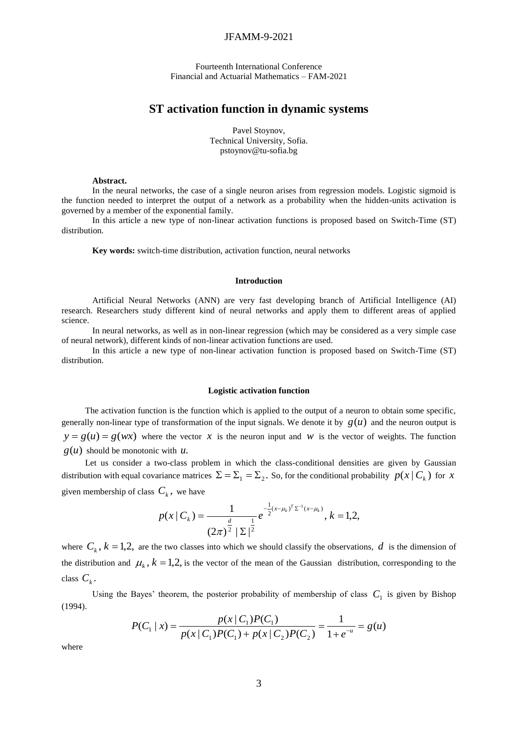Fourteenth International Conference
Financial and Actuarial Mathematics – FAM-2021

# ST activation function in dynamic systems

Pavel Stoynov,
Technical University, Sofia.
pstoynov@tu-sofia.bg

**Abstract.**

In the neural networks, the case of a single neuron arises from regression models. Logistic sigmoid is the function needed to interpret the output of a network as a probability when the hidden-units activation is governed by a member of the exponential family.

In this article a new type of non-linear activation functions is proposed based on Switch-Time (ST) distribution.

**Key words:** switch-time distribution, activation function, neural networks

## Introduction

Artificial Neural Networks (ANN) are very fast developing branch of Artificial Intelligence (AI) research. Researchers study different kind of neural networks and apply them to different areas of applied science.

In neural networks, as well as in non-linear regression (which may be considered as a very simple case of neural network), different kinds of non-linear activation functions are used.

In this article a new type of non-linear activation function is proposed based on Switch-Time (ST) distribution.

## Logistic activation function

The activation function is the function which is applied to the output of a neuron to obtain some specific, generally non-linear type of transformation of the input signals. We denote it by $g(u)$ and the neuron output is $y = g(u) = g(wx)$ where the vector $x$ is the neuron input and $w$ is the vector of weights. The function $g(u)$ should be monotonic with $u$.

Let us consider a two-class problem in which the class-conditional densities are given by Gaussian distribution with equal covariance matrices $\Sigma = \Sigma_1 = \Sigma_2$. So, for the conditional probability $p(x \mid C_k)$ for $x$ given membership of class $C_k$, we have

$$p(x \mid C_k) = \frac{1}{(2\pi)^{\frac{d}{2}} \, |\Sigma|^{\frac{1}{2}}} e^{-\frac{1}{2}(x-\mu_k)^T \Sigma^{-1} (x-\mu_k)}, \; k = 1,2,$$

where $C_k, k = 1,2,$ are the two classes into which we should classify the observations, $d$ is the dimension of the distribution and $\mu_k, k = 1,2,$ is the vector of the mean of the Gaussian distribution, corresponding to the class $C_k$.

Using the Bayes' theorem, the posterior probability of membership of class $C_1$ is given by Bishop (1994).

$$P(C_1 \mid x) = \frac{p(x \mid C_1) P(C_1)}{p(x \mid C_1) P(C_1) + p(x \mid C_2) P(C_2)} = \frac{1}{1 + e^{-u}} = g(u)$$

where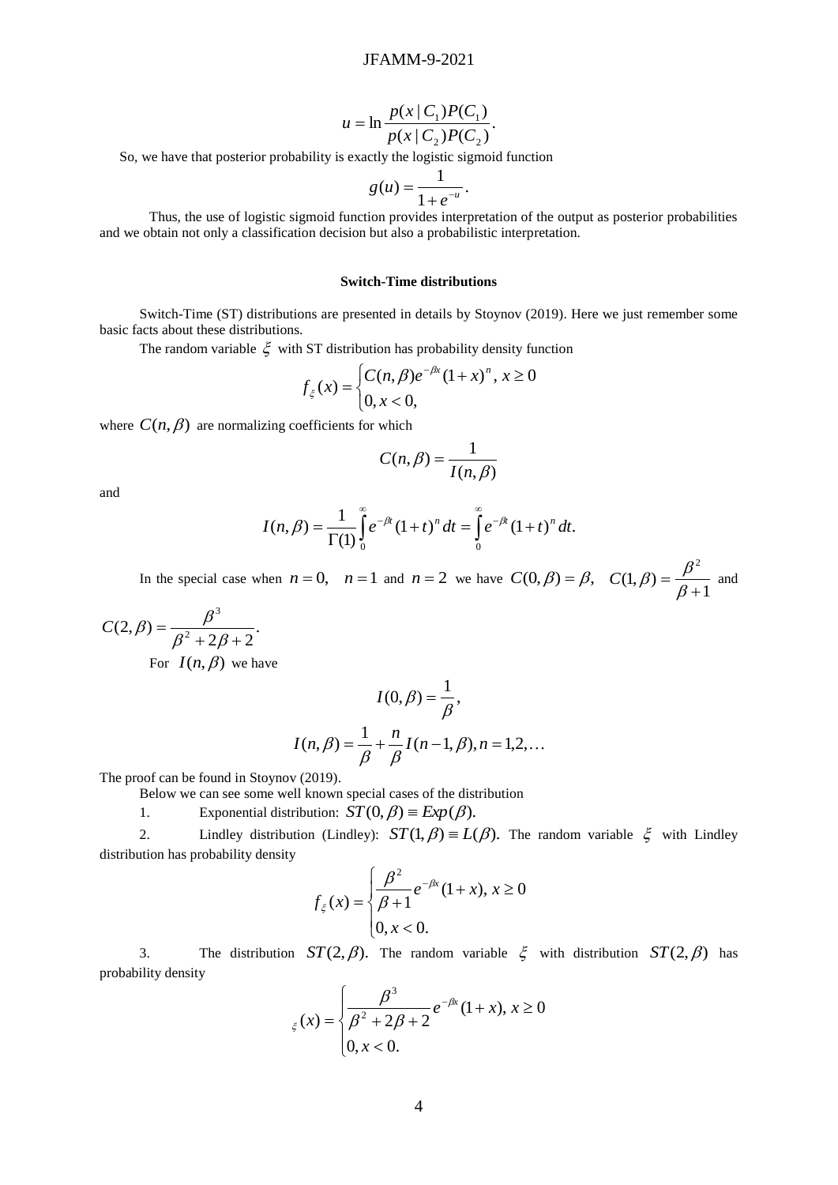$$u = \ln \frac{p(x \mid C_1)P(C_1)}{p(x \mid C_2)P(C_2)}.$$

So, we have that posterior probability is exactly the logistic sigmoid function

$$g(u) = \frac{1}{1+e^{-u}}.$$

Thus, the use of logistic sigmoid function provides interpretation of the output as posterior probabilities and we obtain not only a classification decision but also a probabilistic interpretation.

### Switch-Time distributions

Switch-Time (ST) distributions are presented in details by Stoynov (2019). Here we just remember some basic facts about these distributions.

The random variable $\xi$ with ST distribution has probability density function

$$f_\xi(x) = \begin{cases} C(n,\beta)e^{-\beta x}(1+x)^n, \; x \geq 0 \\ 0, x < 0, \end{cases}$$

where $C(n,\beta)$ are normalizing coefficients for which

$$C(n,\beta) = \frac{1}{I(n,\beta)}$$

and

$$I(n,\beta) = \frac{1}{\Gamma(1)} \int_0^\infty e^{-\beta t}(1+t)^n \, dt = \int_0^\infty e^{-\beta t}(1+t)^n \, dt.$$

In the special case when $n = 0, \quad n = 1$ and $n = 2$ we have $C(0,\beta) = \beta, \quad C(1,\beta) = \frac{\beta^2}{\beta+1}$ and $C(2,\beta) = \frac{\beta^3}{\beta^2+2\beta+2}.$

For $I(n,\beta)$ we have

$$I(0,\beta) = \frac{1}{\beta},$$

$$I(n,\beta) = \frac{1}{\beta} + \frac{n}{\beta} I(n-1,\beta), n = 1,2,\ldots$$

The proof can be found in Stoynov (2019).

Below we can see some well known special cases of the distribution

1. Exponential distribution: $ST(0,\beta) \equiv Exp(\beta).$

2. Lindley distribution (Lindley): $ST(1,\beta) \equiv L(\beta).$ The random variable $\xi$ with Lindley distribution has probability density

$$f_\xi(x) = \begin{cases} \dfrac{\beta^2}{\beta+1} e^{-\beta x}(1+x), \; x \geq 0 \\ 0, x < 0. \end{cases}$$

3. The distribution $ST(2,\beta).$ The random variable $\xi$ with distribution $ST(2,\beta)$ has probability density

$$_\xi(x) = \begin{cases} \dfrac{\beta^3}{\beta^2+2\beta+2} e^{-\beta x}(1+x), \; x \geq 0 \\ 0, x < 0. \end{cases}$$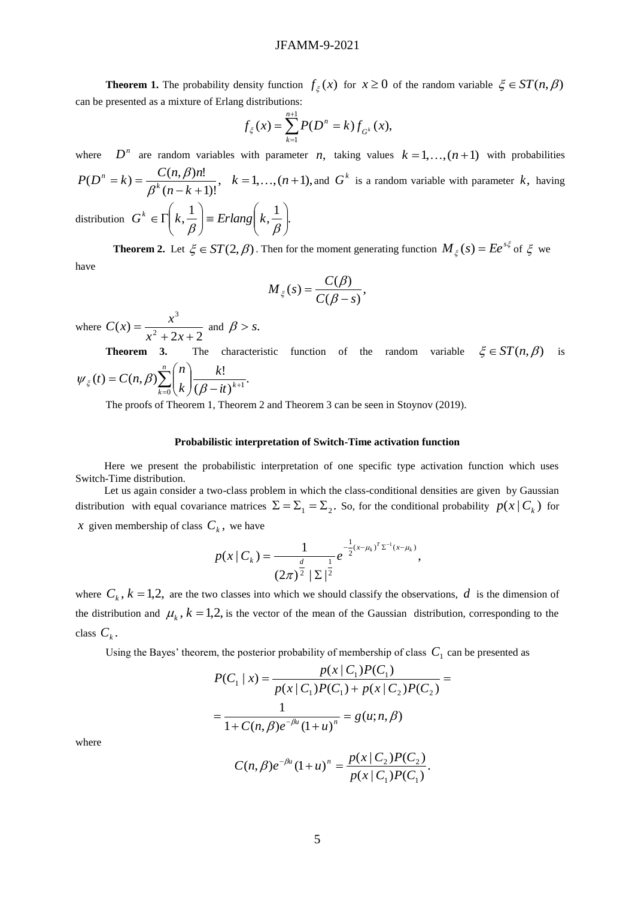**Theorem 1.** The probability density function $f_\xi(x)$ for $x \geq 0$ of the random variable $\xi \in ST(n, \beta)$ can be presented as a mixture of Erlang distributions:

$$f_\xi(x) = \sum_{k=1}^{n+1} P(D^n = k) f_{G^k}(x),$$

where $D^n$ are random variables with parameter $n$, taking values $k = 1, \ldots, (n+1)$ with probabilities $P(D^n = k) = \dfrac{C(n,\beta)n!}{\beta^k (n-k+1)!}$, $k = 1, \ldots, (n+1)$, and $G^k$ is a random variable with parameter $k$, having distribution $G^k \in \Gamma\left(k, \dfrac{1}{\beta}\right) \equiv Erlang\left(k, \dfrac{1}{\beta}\right)$.

**Theorem 2.** Let $\xi \in ST(2, \beta)$. Then for the moment generating function $M_\xi(s) = Ee^{s\xi}$ of $\xi$ we have

$$M_\xi(s) = \frac{C(\beta)}{C(\beta - s)},$$

where $C(x) = \dfrac{x^3}{x^2 + 2x + 2}$ and $\beta > s$.

**Theorem 3.** The characteristic function of the random variable $\xi \in ST(n, \beta)$ is $\psi_\xi(t) = C(n,\beta) \sum_{k=0}^{n} \binom{n}{k} \dfrac{k!}{(\beta - it)^{k+1}}$.

The proofs of Theorem 1, Theorem 2 and Theorem 3 can be seen in Stoynov (2019).

### Probabilistic interpretation of Switch-Time activation function

Here we present the probabilistic interpretation of one specific type activation function which uses Switch-Time distribution.

Let us again consider a two-class problem in which the class-conditional densities are given by Gaussian distribution with equal covariance matrices $\Sigma = \Sigma_1 = \Sigma_2$. So, for the conditional probability $p(x \mid C_k)$ for $x$ given membership of class $C_k$, we have

$$p(x \mid C_k) = \frac{1}{(2\pi)^{\frac{d}{2}} \, |\Sigma|^{\frac{1}{2}}} e^{-\frac{1}{2}(x-\mu_k)^T \Sigma^{-1}(x-\mu_k)},$$

where $C_k, k = 1,2,$ are the two classes into which we should classify the observations, $d$ is the dimension of the distribution and $\mu_k, k = 1,2,$ is the vector of the mean of the Gaussian distribution, corresponding to the class $C_k$.

Using the Bayes' theorem, the posterior probability of membership of class $C_1$ can be presented as

$$P(C_1 \mid x) = \frac{p(x \mid C_1)P(C_1)}{p(x \mid C_1)P(C_1) + p(x \mid C_2)P(C_2)} =$$

$$= \frac{1}{1 + C(n,\beta)e^{-\beta u}(1+u)^n} = g(u; n, \beta)$$

where

$$C(n,\beta)e^{-\beta u}(1+u)^n = \frac{p(x \mid C_2)P(C_2)}{p(x \mid C_1)P(C_1)}.$$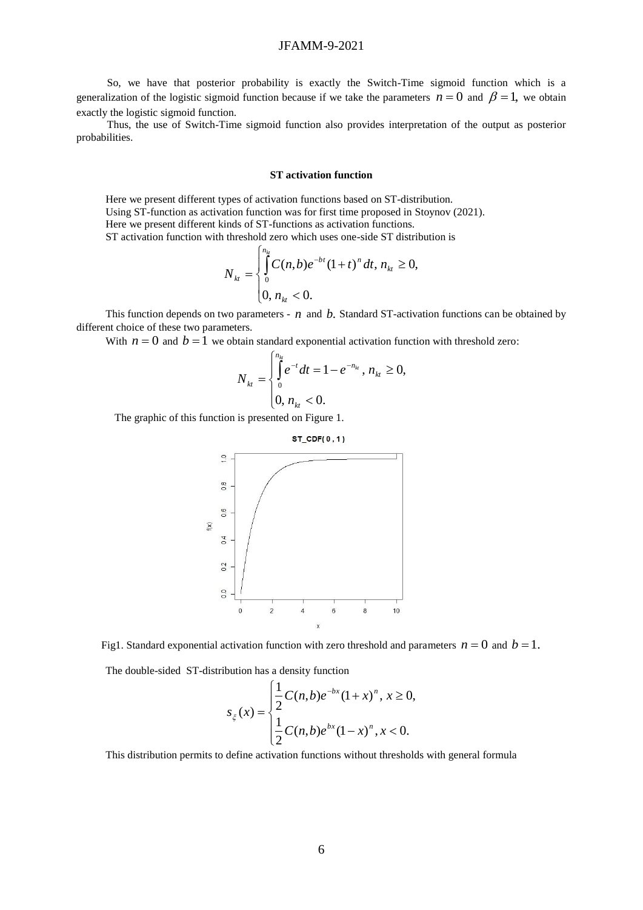So, we have that posterior probability is exactly the Switch-Time sigmoid function which is a generalization of the logistic sigmoid function because if we take the parameters $n=0$ and $\beta=1$, we obtain exactly the logistic sigmoid function.

Thus, the use of Switch-Time sigmoid function also provides interpretation of the output as posterior probabilities.

## ST activation function

Here we present different types of activation functions based on ST-distribution.

Using ST-function as activation function was for first time proposed in Stoynov (2021).

Here we present different kinds of ST-functions as activation functions.

ST activation function with threshold zero which uses one-side ST distribution is

$$N_{kt} = \begin{cases} \int_0^{n_{kt}} C(n,b) e^{-bt}(1+t)^n \, dt, \; n_{kt} \geq 0, \\ 0, \; n_{kt} < 0. \end{cases}$$

This function depends on two parameters - $n$ and $b$. Standard ST-activation functions can be obtained by different choice of these two parameters.

With $n=0$ and $b=1$ we obtain standard exponential activation function with threshold zero:

$$N_{kt} = \begin{cases} \int_0^{n_{kt}} e^{-t} dt = 1 - e^{-n_{kt}}, \; n_{kt} \geq 0, \\ 0, \; n_{kt} < 0. \end{cases}$$

The graphic of this function is presented on Figure 1.

Fig1. Standard exponential activation function with zero threshold and parameters $n=0$ and $b=1$.

The double-sided ST-distribution has a density function

$$s_{\xi}(x) = \begin{cases} \frac{1}{2} C(n,b) e^{-bx}(1+x)^n, \; x \geq 0, \\ \frac{1}{2} C(n,b) e^{bx}(1-x)^n, \; x < 0. \end{cases}$$

This distribution permits to define activation functions without thresholds with general formula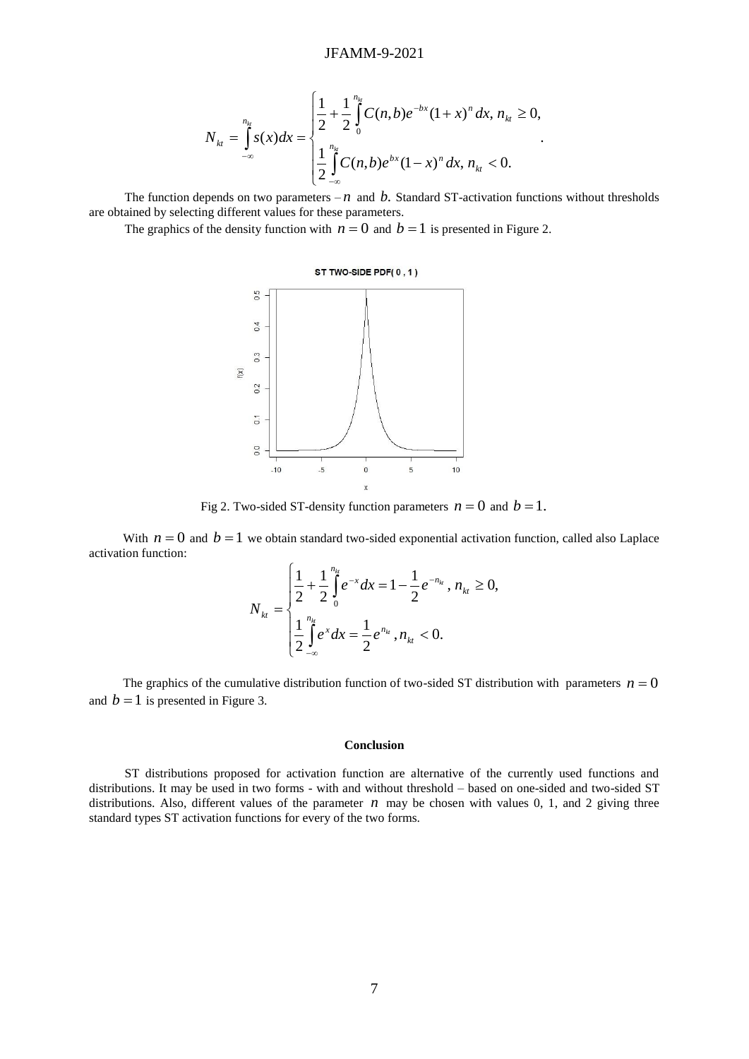$$N_{kt} = \int_{-\infty}^{n_{kt}} s(x)dx = \begin{cases} \dfrac{1}{2} + \dfrac{1}{2}\displaystyle\int_{0}^{n_{kt}} C(n,b)e^{-bx}(1+x)^n dx, \; n_{kt} \geq 0, \\ \dfrac{1}{2}\displaystyle\int_{-\infty}^{n_{kt}} C(n,b)e^{bx}(1-x)^n dx, \; n_{kt} < 0. \end{cases}.$$

The function depends on two parameters – $n$ and $b$. Standard ST-activation functions without thresholds are obtained by selecting different values for these parameters.

The graphics of the density function with $n = 0$ and $b = 1$ is presented in Figure 2.

Fig 2. Two-sided ST-density function parameters $n = 0$ and $b = 1$.

With $n = 0$ and $b = 1$ we obtain standard two-sided exponential activation function, called also Laplace activation function:

$$N_{kt} = \begin{cases} \dfrac{1}{2} + \dfrac{1}{2}\displaystyle\int_{0}^{n_{kt}} e^{-x} dx = 1 - \dfrac{1}{2}e^{-n_{kt}}, \; n_{kt} \geq 0, \\ \dfrac{1}{2}\displaystyle\int_{-\infty}^{n_{kt}} e^{x} dx = \dfrac{1}{2}e^{n_{kt}}, \; n_{kt} < 0. \end{cases}$$

The graphics of the cumulative distribution function of two-sided ST distribution with parameters $n = 0$ and $b = 1$ is presented in Figure 3.

## Conclusion

ST distributions proposed for activation function are alternative of the currently used functions and distributions. It may be used in two forms - with and without threshold – based on one-sided and two-sided ST distributions. Also, different values of the parameter $n$ may be chosen with values 0, 1, and 2 giving three standard types ST activation functions for every of the two forms.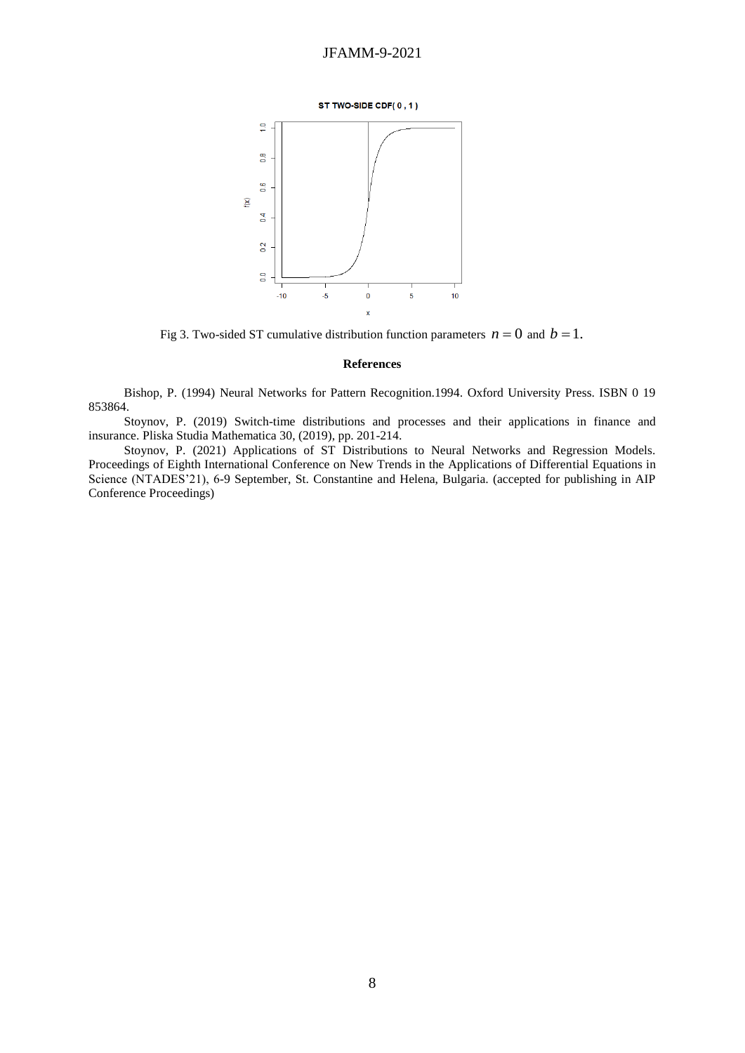ST TWO-SIDE CDF( 0 , 1 )

f(x)

0.0
0.2
0.4
0.6
0.8
1.0

-10
-5
0
5
10

x

Fig 3. Two-sided ST cumulative distribution function parameters $n = 0$ and $b = 1$.

**References**

Bishop, P. (1994) Neural Networks for Pattern Recognition.1994. Oxford University Press. ISBN 0 19 853864.

Stoynov, P. (2019) Switch-time distributions and processes and their applications in finance and insurance. Pliska Studia Mathematica 30, (2019), pp. 201-214.

Stoynov, P. (2021) Applications of ST Distributions to Neural Networks and Regression Models. Proceedings of Eighth International Conference on New Trends in the Applications of Differential Equations in Science (NTADES'21), 6-9 September, St. Constantine and Helena, Bulgaria. (accepted for publishing in AIP Conference Proceedings)